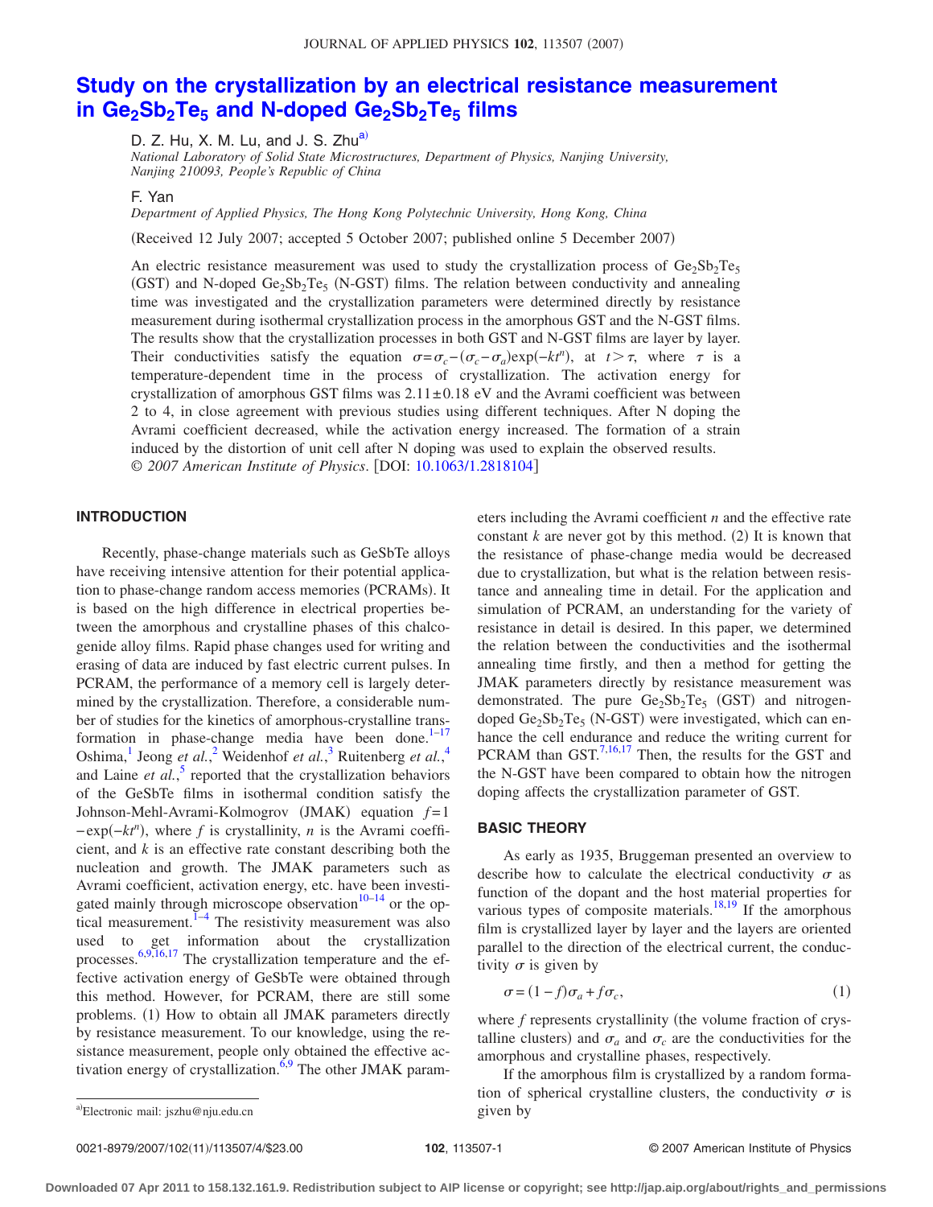# Study on the crystallization by an electrical resistance measurement in $Ge_2Sb_2Te_5$ and N-doped $Ge_2Sb_2Te_5$ films

D. Z. Hu, X. M. Lu, and J. S. Zhu[a]

*National Laboratory of Solid State Microstructures, Department of Physics, Nanjing University, Nanjing 210093, People's Republic of China*

F. Yan

*Department of Applied Physics, The Hong Kong Polytechnic University, Hong Kong, China*

(Received 12 July 2007; accepted 5 October 2007; published online 5 December 2007)

An electric resistance measurement was used to study the crystallization process of $Ge_2Sb_2Te_5$ (GST) and N-doped $Ge_2Sb_2Te_5$ (N-GST) films. The relation between conductivity and annealing time was investigated and the crystallization parameters were determined directly by resistance measurement during isothermal crystallization process in the amorphous GST and the N-GST films. The results show that the crystallization processes in both GST and N-GST films are layer by layer. Their conductivities satisfy the equation $\sigma=\sigma_c-(\sigma_c-\sigma_a)\exp(-kt^n)$, at $t>\tau$, where $\tau$ is a temperature-dependent time in the process of crystallization. The activation energy for crystallization of amorphous GST films was $2.11\pm0.18$ eV and the Avrami coefficient was between 2 to 4, in close agreement with previous studies using different techniques. After N doping the Avrami coefficient decreased, while the activation energy increased. The formation of a strain induced by the distortion of unit cell after N doping was used to explain the observed results. © *2007 American Institute of Physics*. [DOI: 10.1063/1.2818104]

## INTRODUCTION

Recently, phase-change materials such as GeSbTe alloys have receiving intensive attention for their potential application to phase-change random access memories (PCRAMs). It is based on the high difference in electrical properties between the amorphous and crystalline phases of this chalcogenide alloy films. Rapid phase changes used for writing and erasing of data are induced by fast electric current pulses. In PCRAM, the performance of a memory cell is largely determined by the crystallization. Therefore, a considerable number of studies for the kinetics of amorphous-crystalline transformation in phase-change media have been done.[1–17] Oshima,[1] Jeong *et al.*,[2] Weidenhof *et al.*,[3] Ruitenberg *et al.*,[4] and Laine *et al.*,[5] reported that the crystallization behaviors of the GeSbTe films in isothermal condition satisfy the Johnson-Mehl-Avrami-Kolmogrov (JMAK) equation $f=1-\exp(-kt^n)$, where $f$ is crystallinity, $n$ is the Avrami coefficient, and $k$ is an effective rate constant describing both the nucleation and growth. The JMAK parameters such as Avrami coefficient, activation energy, etc. have been investigated mainly through microscope observation[10–14] or the optical measurement.[1–4] The resistivity measurement was also used to get information about the crystallization processes.[6,9,16,17] The crystallization temperature and the effective activation energy of GeSbTe were obtained through this method. However, for PCRAM, there are still some problems. (1) How to obtain all JMAK parameters directly by resistance measurement. To our knowledge, using the resistance measurement, people only obtained the effective activation energy of crystallization.[6,9] The other JMAK parameters including the Avrami coefficient $n$ and the effective rate constant $k$ are never got by this method. (2) It is known that the resistance of phase-change media would be decreased due to crystallization, but what is the relation between resistance and annealing time in detail. For the application and simulation of PCRAM, an understanding for the variety of resistance in detail is desired. In this paper, we determined the relation between the conductivities and the isothermal annealing time firstly, and then a method for getting the JMAK parameters directly by resistance measurement was demonstrated. The pure $Ge_2Sb_2Te_5$ (GST) and nitrogen-doped $Ge_2Sb_2Te_5$ (N-GST) were investigated, which can enhance the cell endurance and reduce the writing current for PCRAM than GST.[7,16,17] Then, the results for the GST and the N-GST have been compared to obtain how the nitrogen doping affects the crystallization parameter of GST.

## BASIC THEORY

As early as 1935, Bruggeman presented an overview to describe how to calculate the electrical conductivity $\sigma$ as function of the dopant and the host material properties for various types of composite materials.[18,19] If the amorphous film is crystallized layer by layer and the layers are oriented parallel to the direction of the electrical current, the conductivity $\sigma$ is given by

$$\sigma=(1-f)\sigma_a+f\sigma_c, \tag{1}$$

where $f$ represents crystallinity (the volume fraction of crystalline clusters) and $\sigma_a$ and $\sigma_c$ are the conductivities for the amorphous and crystalline phases, respectively.

If the amorphous film is crystallized by a random formation of spherical crystalline clusters, the conductivity $\sigma$ is given by

[a]Electronic mail: jszhu@nju.edu.cn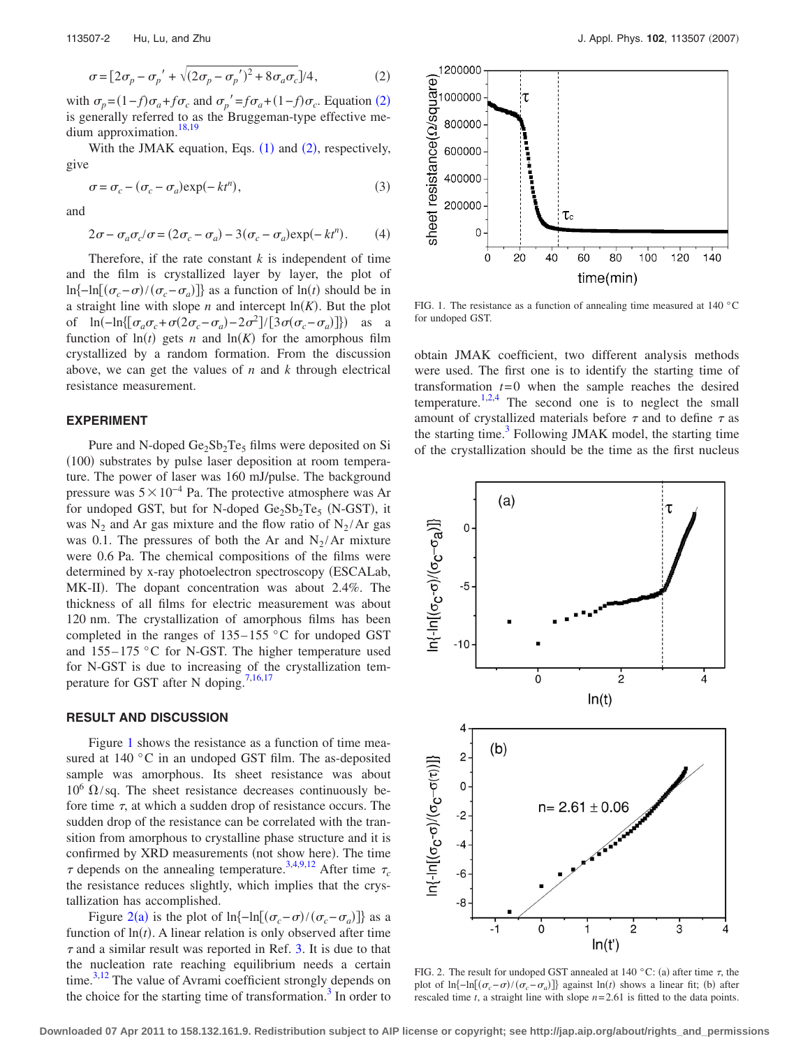$$\sigma = [2\sigma_p - \sigma_p{}' + \sqrt{(2\sigma_p - \sigma_p{}')^2 + 8\sigma_a\sigma_c}]/4, \quad (2)$$

with $\sigma_p = (1-f)\sigma_a + f\sigma_c$ and $\sigma_p{}' = f\sigma_a + (1-f)\sigma_c$. Equation (2) is generally referred to as the Bruggeman-type effective medium approximation.[18,19]

With the JMAK equation, Eqs. (1) and (2), respectively, give

$$\sigma = \sigma_c - (\sigma_c - \sigma_a)\exp(-kt^n), \quad (3)$$

and

$$2\sigma - \sigma_a\sigma_c/\sigma = (2\sigma_c - \sigma_a) - 3(\sigma_c - \sigma_a)\exp(-kt^n). \quad (4)$$

Therefore, if the rate constant $k$ is independent of time and the film is crystallized layer by layer, the plot of $\ln\{-\ln[(\sigma_c - \sigma)/(\sigma_c - \sigma_a)]\}$ as a function of $\ln(t)$ should be in a straight line with slope $n$ and intercept $\ln(K)$. But the plot of $\ln(-\ln\{[\sigma_a\sigma_c + \sigma(2\sigma_c - \sigma_a) - 2\sigma^2]/[3\sigma(\sigma_c - \sigma_a)]\})$ as a function of $\ln(t)$ gets $n$ and $\ln(K)$ for the amorphous film crystallized by a random formation. From the discussion above, we can get the values of $n$ and $k$ through electrical resistance measurement.

## EXPERIMENT

Pure and N-doped $Ge_2Sb_2Te_5$ films were deposited on Si (100) substrates by pulse laser deposition at room temperature. The power of laser was 160 mJ/pulse. The background pressure was $5 \times 10^{-4}$ Pa. The protective atmosphere was Ar for undoped GST, but for N-doped $Ge_2Sb_2Te_5$ (N-GST), it was $N_2$ and Ar gas mixture and the flow ratio of $N_2$/Ar gas was 0.1. The pressures of both the Ar and $N_2$/Ar mixture were 0.6 Pa. The chemical compositions of the films were determined by x-ray photoelectron spectroscopy (ESCALab, MK-II). The dopant concentration was about 2.4%. The thickness of all films for electric measurement was about 120 nm. The crystallization of amorphous films has been completed in the ranges of 135–155 °C for undoped GST and 155–175 °C for N-GST. The higher temperature used for N-GST is due to increasing of the crystallization temperature for GST after N doping.[7,16,17]

## RESULT AND DISCUSSION

Figure 1 shows the resistance as a function of time measured at 140 °C in an undoped GST film. The as-deposited sample was amorphous. Its sheet resistance was about $10^6$ Ω/sq. The sheet resistance decreases continuously before time $\tau$, at which a sudden drop of resistance occurs. The sudden drop of the resistance can be correlated with the transition from amorphous to crystalline phase structure and it is confirmed by XRD measurements (not show here). The time $\tau$ depends on the annealing temperature.[3,4,9,12] After time $\tau_c$ the resistance reduces slightly, which implies that the crystallization has accomplished.

Figure 2(a) is the plot of $\ln\{-\ln[(\sigma_c - \sigma)/(\sigma_c - \sigma_a)]\}$ as a function of $\ln(t)$. A linear relation is only observed after time $\tau$ and a similar result was reported in Ref. 3. It is due to that the nucleation rate reaching equilibrium needs a certain time.[3,12] The value of Avrami coefficient strongly depends on the choice for the starting time of transformation.[3] In order to obtain JMAK coefficient, two different analysis methods were used. The first one is to identify the starting time of transformation $t=0$ when the sample reaches the desired temperature.[1,2,4] The second one is to neglect the small amount of crystallized materials before $\tau$ and to define $\tau$ as the starting time.[3] Following JMAK model, the starting time of the crystallization should be the time as the first nucleus

FIG. 1. The resistance as a function of annealing time measured at 140 °C for undoped GST.

FIG. 2. The result for undoped GST annealed at 140 °C: (a) after time $\tau$, the plot of $\ln\{-\ln[(\sigma_c - \sigma)/(\sigma_c - \sigma_a)]\}$ against $\ln(t)$ shows a linear fit; (b) after rescaled time $t$, a straight line with slope $n = 2.61$ is fitted to the data points.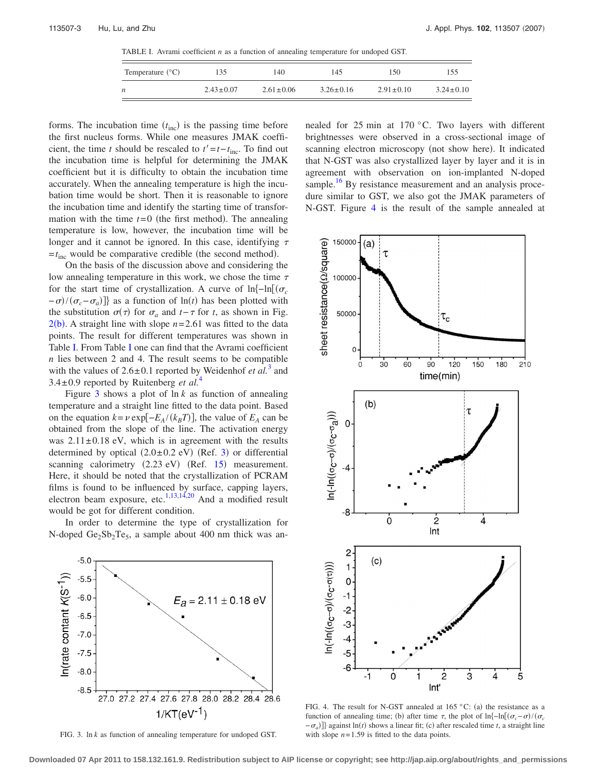TABLE I. Avrami coefficient $n$ as a function of annealing temperature for undoped GST.

| Temperature (°C) | 135 | 140 | 145 | 150 | 155 |
|---|---|---|---|---|---|
| $n$ | $2.43\pm0.07$ | $2.61\pm0.06$ | $3.26\pm0.16$ | $2.91\pm0.10$ | $3.24\pm0.10$ |

forms. The incubation time ($t_{\text{inc}}$) is the passing time before the first nucleus forms. While one measures JMAK coefficient, the time $t$ should be rescaled to $t'=t-t_{\text{inc}}$. To find out the incubation time is helpful for determining the JMAK coefficient but it is difficulty to obtain the incubation time accurately. When the annealing temperature is high the incubation time would be short. Then it is reasonable to ignore the incubation time and identify the starting time of transformation with the time $t=0$ (the first method). The annealing temperature is low, however, the incubation time will be longer and it cannot be ignored. In this case, identifying $\tau = t_{\text{inc}}$ would be comparative credible (the second method).

On the basis of the discussion above and considering the low annealing temperature in this work, we chose the time $\tau$ for the start time of crystallization. A curve of $\ln\{-\ln[(\sigma_c-\sigma)/(\sigma_c-\sigma_a)]\}$ as a function of $\ln(t)$ has been plotted with the substitution $\sigma(\tau)$ for $\sigma_a$ and $t-\tau$ for $t$, as shown in Fig. 2(b). A straight line with slope $n=2.61$ was fitted to the data points. The result for different temperatures was shown in Table I. From Table I one can find that the Avrami coefficient $n$ lies between 2 and 4. The result seems to be compatible with the values of $2.6\pm0.1$ reported by Weidenhof *et al.*[3] and $3.4\pm0.9$ reported by Ruitenberg *et al.*[4]

Figure 3 shows a plot of $\ln k$ as function of annealing temperature and a straight line fitted to the data point. Based on the equation $k=\nu\exp[-E_A/(k_BT)]$, the value of $E_A$ can be obtained from the slope of the line. The activation energy was $2.11\pm0.18$ eV, which is in agreement with the results determined by optical ($2.0\pm0.2$ eV) (Ref. 3) or differential scanning calorimetry (2.23 eV) (Ref. 15) measurement. Here, it should be noted that the crystallization of PCRAM films is found to be influenced by surface, capping layers, electron beam exposure, etc.[1,13,14,20] And a modified result would be got for different condition.

In order to determine the type of crystallization for N-doped $Ge_2Sb_2Te_5$, a sample about 400 nm thick was annealed for 25 min at 170 °C. Two layers with different brightnesses were observed in a cross-sectional image of scanning electron microscopy (not show here). It indicated that N-GST was also crystallized layer by layer and it is in agreement with observation on ion-implanted N-doped sample.[16] By resistance measurement and an analysis procedure similar to GST, we also got the JMAK parameters of N-GST. Figure 4 is the result of the sample annealed at

FIG. 3. $\ln k$ as function of annealing temperature for undoped GST.

FIG. 4. The result for N-GST annealed at 165 °C: (a) the resistance as a function of annealing time; (b) after time $\tau$, the plot of $\ln\{-\ln[(\sigma_c-\sigma)/(\sigma_c-\sigma_a)]\}$ against $\ln(t)$ shows a linear fit; (c) after rescaled time $t$, a straight line with slope $n=1.59$ is fitted to the data points.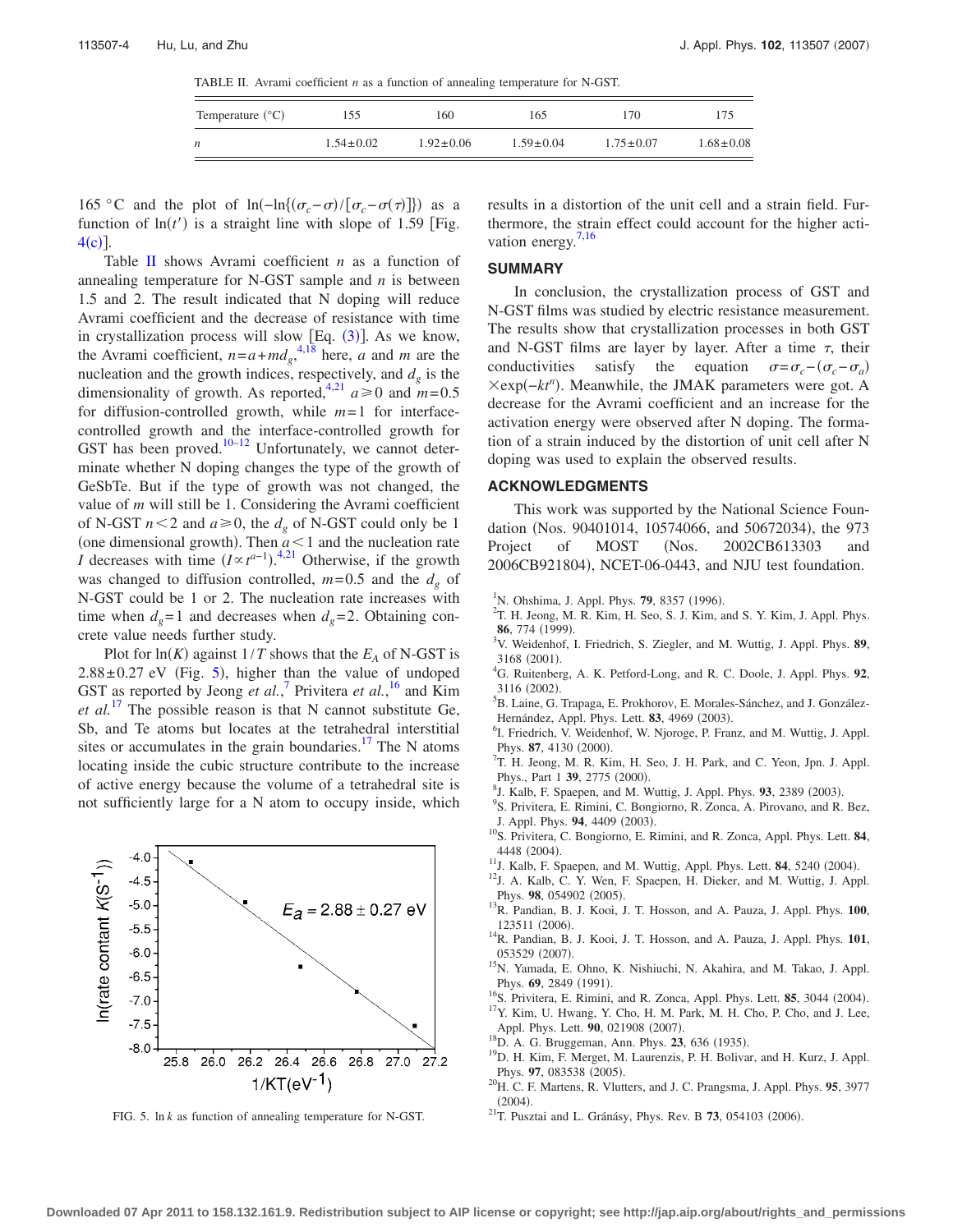TABLE II. Avrami coefficient $n$ as a function of annealing temperature for N-GST.

| Temperature (°C) | 155 | 160 | 165 | 170 | 175 |
| --- | --- | --- | --- | --- | --- |
| $n$ | $1.54 \pm 0.02$ | $1.92 \pm 0.06$ | $1.59 \pm 0.04$ | $1.75 \pm 0.07$ | $1.68 \pm 0.08$ |

165 °C and the plot of $\ln(-\ln\{(\sigma_c-\sigma)/[\sigma_c-\sigma(\tau)]\})$ as a function of $\ln(t')$ is a straight line with slope of 1.59 [Fig. 4(c)].

Table II shows Avrami coefficient $n$ as a function of annealing temperature for N-GST sample and $n$ is between 1.5 and 2. The result indicated that N doping will reduce Avrami coefficient and the decrease of resistance with time in crystallization process will slow [Eq. (3)]. As we know, the Avrami coefficient, $n=a+md_g$,[4,18] here, $a$ and $m$ are the nucleation and the growth indices, respectively, and $d_g$ is the dimensionality of growth. As reported,[4,21] $a \geq 0$ and $m=0.5$ for diffusion-controlled growth, while $m=1$ for interface-controlled growth and the interface-controlled growth for GST has been proved.[10–12] Unfortunately, we cannot determinate whether N doping changes the type of the growth of GeSbTe. But if the type of growth was not changed, the value of $m$ will still be 1. Considering the Avrami coefficient of N-GST $n<2$ and $a \geq 0$, the $d_g$ of N-GST could only be 1 (one dimensional growth). Then $a<1$ and the nucleation rate $I$ decreases with time ($I \propto t^{a-1}$).[4,21] Otherwise, if the growth was changed to diffusion controlled, $m=0.5$ and the $d_g$ of N-GST could be 1 or 2. The nucleation rate increases with time when $d_g=1$ and decreases when $d_g=2$. Obtaining concrete value needs further study.

Plot for $\ln(K)$ against $1/T$ shows that the $E_A$ of N-GST is $2.88 \pm 0.27$ eV (Fig. 5), higher than the value of undoped GST as reported by Jeong *et al.*,[7] Privitera *et al.*,[16] and Kim *et al.*[17] The possible reason is that N cannot substitute Ge, Sb, and Te atoms but locates at the tetrahedral interstitial sites or accumulates in the grain boundaries.[17] The N atoms locating inside the cubic structure contribute to the increase of active energy because the volume of a tetrahedral site is not sufficiently large for a N atom to occupy inside, which results in a distortion of the unit cell and a strain field. Furthermore, the strain effect could account for the higher activation energy.[7,16]

ln(rate contant K(S⁻¹))
-4.0
-4.5
-5.0
-5.5
-6.0
-6.5
-7.0
-7.5
-8.0
25.8 26.0 26.2 26.4 26.6 26.8 27.0 27.2
1/KT(eV⁻¹)
$E_a = 2.88 \pm 0.27$ eV

FIG. 5. ln $k$ as function of annealing temperature for N-GST.

## SUMMARY

In conclusion, the crystallization process of GST and N-GST films was studied by electric resistance measurement. The results show that crystallization processes in both GST and N-GST films are layer by layer. After a time $\tau$, their conductivities satisfy the equation $\sigma=\sigma_c-(\sigma_c-\sigma_a)\times\exp(-kt^n)$. Meanwhile, the JMAK parameters were got. A decrease for the Avrami coefficient and an increase for the activation energy were observed after N doping. The formation of a strain induced by the distortion of unit cell after N doping was used to explain the observed results.

## ACKNOWLEDGMENTS

This work was supported by the National Science Foundation (Nos. 90401014, 10574066, and 50672034), the 973 Project of MOST (Nos. 2002CB613303 and 2006CB921804), NCET-06-0443, and NJU test foundation.

[1] N. Ohshima, J. Appl. Phys. **79**, 8357 (1996).
[2] T. H. Jeong, M. R. Kim, H. Seo, S. J. Kim, and S. Y. Kim, J. Appl. Phys. **86**, 774 (1999).
[3] V. Weidenhof, I. Friedrich, S. Ziegler, and M. Wuttig, J. Appl. Phys. **89**, 3168 (2001).
[4] G. Ruitenberg, A. K. Petford-Long, and R. C. Doole, J. Appl. Phys. **92**, 3116 (2002).
[5] B. Laine, G. Trapaga, E. Prokhorov, E. Morales-Sánchez, and J. González-Hernández, Appl. Phys. Lett. **83**, 4969 (2003).
[6] I. Friedrich, V. Weidenhof, W. Njoroge, P. Franz, and M. Wuttig, J. Appl. Phys. **87**, 4130 (2000).
[7] T. H. Jeong, M. R. Kim, H. Seo, J. H. Park, and C. Yeon, Jpn. J. Appl. Phys., Part 1 **39**, 2775 (2000).
[8] J. Kalb, F. Spaepen, and M. Wuttig, J. Appl. Phys. **93**, 2389 (2003).
[9] S. Privitera, E. Rimini, C. Bongiorno, R. Zonca, A. Pirovano, and R. Bez, J. Appl. Phys. **94**, 4409 (2003).
[10] S. Privitera, C. Bongiorno, E. Rimini, and R. Zonca, Appl. Phys. Lett. **84**, 4448 (2004).
[11] J. Kalb, F. Spaepen, and M. Wuttig, Appl. Phys. Lett. **84**, 5240 (2004).
[12] J. A. Kalb, C. Y. Wen, F. Spaepen, H. Dieker, and M. Wuttig, J. Appl. Phys. **98**, 054902 (2005).
[13] R. Pandian, B. J. Kooi, J. T. Hosson, and A. Pauza, J. Appl. Phys. **100**, 123511 (2006).
[14] R. Pandian, B. J. Kooi, J. T. Hosson, and A. Pauza, J. Appl. Phys. **101**, 053529 (2007).
[15] N. Yamada, E. Ohno, K. Nishiuchi, N. Akahira, and M. Takao, J. Appl. Phys. **69**, 2849 (1991).
[16] S. Privitera, E. Rimini, and R. Zonca, Appl. Phys. Lett. **85**, 3044 (2004).
[17] Y. Kim, U. Hwang, Y. Cho, H. M. Park, M. H. Cho, P. Cho, and J. Lee, Appl. Phys. Lett. **90**, 021908 (2007).
[18] D. A. G. Bruggeman, Ann. Phys. **23**, 636 (1935).
[19] D. H. Kim, F. Merget, M. Laurenzis, P. H. Bolivar, and H. Kurz, J. Appl. Phys. **97**, 083538 (2005).
[20] H. C. F. Martens, R. Vlutters, and J. C. Prangsma, J. Appl. Phys. **95**, 3977 (2004).
[21] T. Pusztai and L. Gránásy, Phys. Rev. B **73**, 054103 (2006).